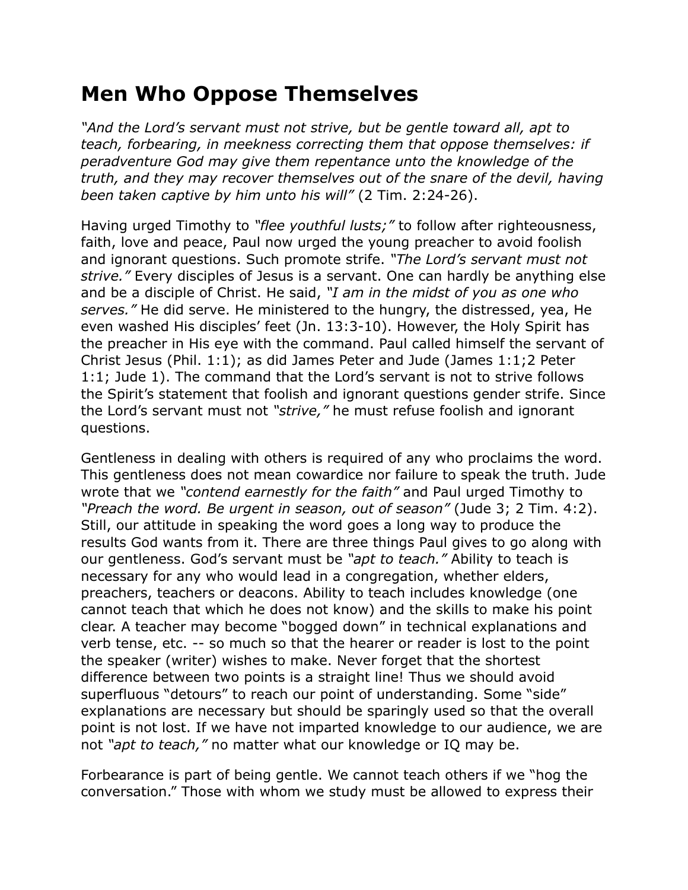# Men Who Oppose Themselves

*"And the Lord's servant must not strive, but be gentle toward all, apt to teach, forbearing, in meekness correcting them that oppose themselves: if peradventure God may give them repentance unto the knowledge of the truth, and they may recover themselves out of the snare of the devil, having been taken captive by him unto his will"* (2 Tim. 2:24-26).

Having urged Timothy to *"flee youthful lusts;"* to follow after righteousness, faith, love and peace, Paul now urged the young preacher to avoid foolish and ignorant questions. Such promote strife. *"The Lord's servant must not strive."* Every disciples of Jesus is a servant. One can hardly be anything else and be a disciple of Christ. He said, *"I am in the midst of you as one who serves."* He did serve. He ministered to the hungry, the distressed, yea, He even washed His disciples' feet (Jn. 13:3-10). However, the Holy Spirit has the preacher in His eye with the command. Paul called himself the servant of Christ Jesus (Phil. 1:1); as did James Peter and Jude (James 1:1;2 Peter 1:1; Jude 1). The command that the Lord's servant is not to strive follows the Spirit's statement that foolish and ignorant questions gender strife. Since the Lord's servant must not *"strive,"* he must refuse foolish and ignorant questions.

Gentleness in dealing with others is required of any who proclaims the word. This gentleness does not mean cowardice nor failure to speak the truth. Jude wrote that we *"contend earnestly for the faith"* and Paul urged Timothy to *"Preach the word. Be urgent in season, out of season"* (Jude 3; 2 Tim. 4:2). Still, our attitude in speaking the word goes a long way to produce the results God wants from it. There are three things Paul gives to go along with our gentleness. God's servant must be *"apt to teach."* Ability to teach is necessary for any who would lead in a congregation, whether elders, preachers, teachers or deacons. Ability to teach includes knowledge (one cannot teach that which he does not know) and the skills to make his point clear. A teacher may become "bogged down" in technical explanations and verb tense, etc. -- so much so that the hearer or reader is lost to the point the speaker (writer) wishes to make. Never forget that the shortest difference between two points is a straight line! Thus we should avoid superfluous "detours" to reach our point of understanding. Some "side" explanations are necessary but should be sparingly used so that the overall point is not lost. If we have not imparted knowledge to our audience, we are not *"apt to teach,"* no matter what our knowledge or IQ may be.

Forbearance is part of being gentle. We cannot teach others if we "hog the conversation." Those with whom we study must be allowed to express their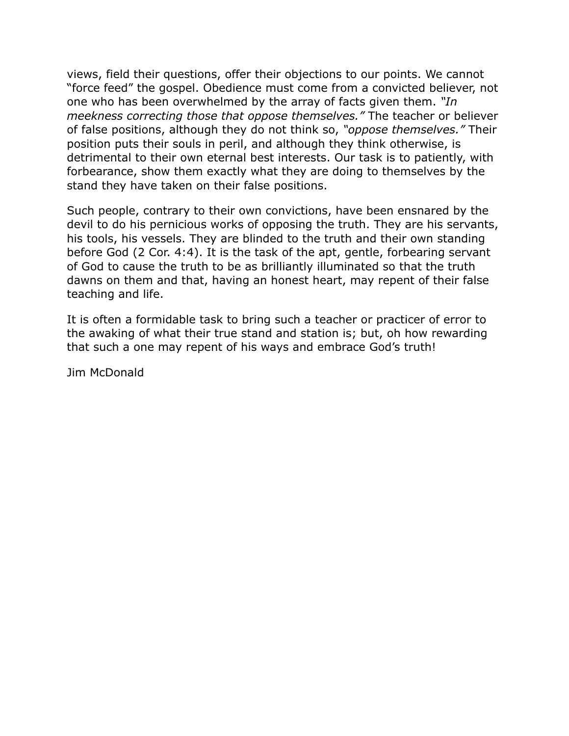views, field their questions, offer their objections to our points. We cannot "force feed" the gospel. Obedience must come from a convicted believer, not one who has been overwhelmed by the array of facts given them. *"In meekness correcting those that oppose themselves."* The teacher or believer of false positions, although they do not think so, *"oppose themselves."* Their position puts their souls in peril, and although they think otherwise, is detrimental to their own eternal best interests. Our task is to patiently, with forbearance, show them exactly what they are doing to themselves by the stand they have taken on their false positions.

Such people, contrary to their own convictions, have been ensnared by the devil to do his pernicious works of opposing the truth. They are his servants, his tools, his vessels. They are blinded to the truth and their own standing before God (2 Cor. 4:4). It is the task of the apt, gentle, forbearing servant of God to cause the truth to be as brilliantly illuminated so that the truth dawns on them and that, having an honest heart, may repent of their false teaching and life.

It is often a formidable task to bring such a teacher or practicer of error to the awaking of what their true stand and station is; but, oh how rewarding that such a one may repent of his ways and embrace God's truth!

Jim McDonald